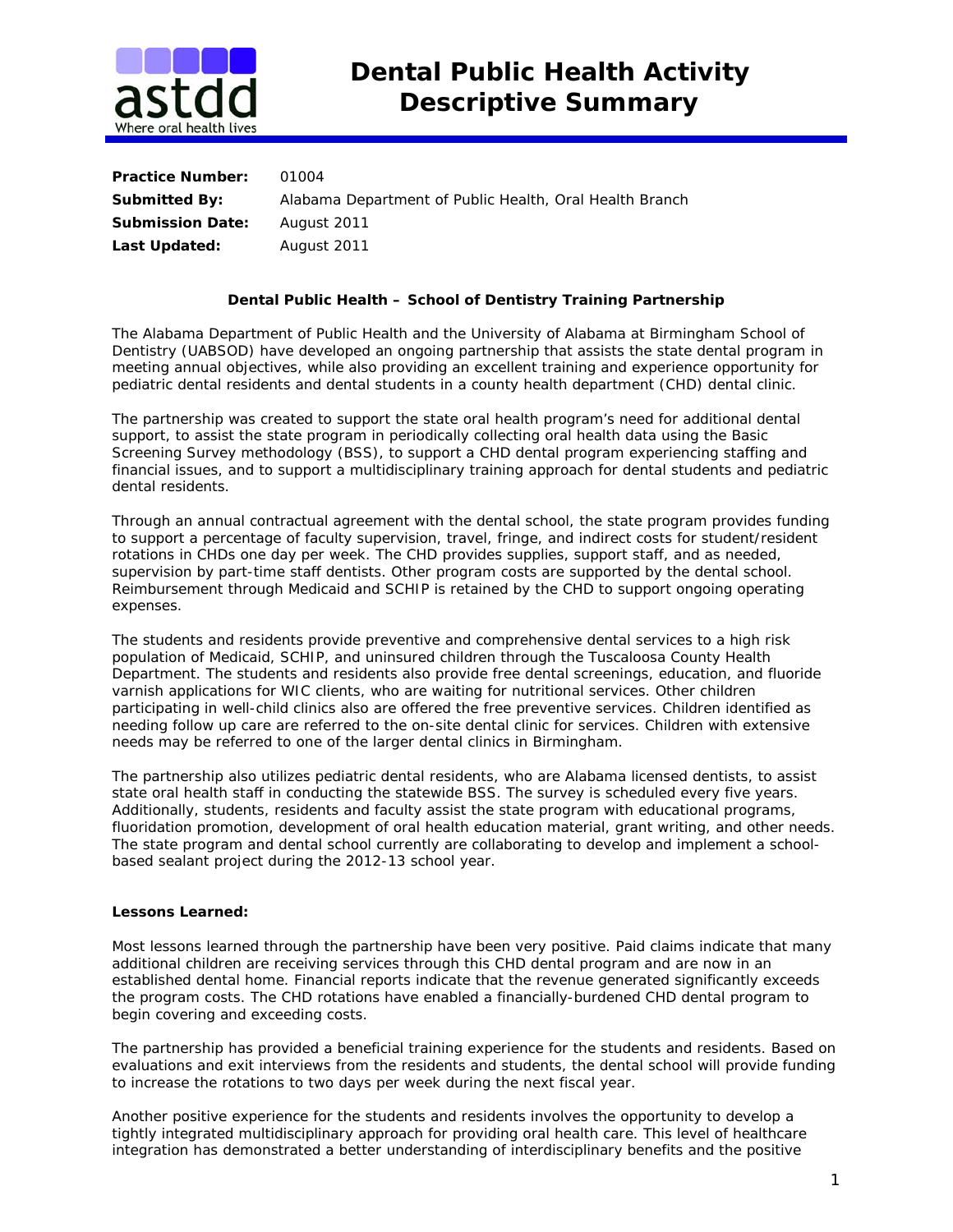# Dental Public Health Activity Descriptive Summary

**Practice Number:** 01004
**Submitted By:** Alabama Department of Public Health, Oral Health Branch
**Submission Date:** August 2011
**Last Updated:** August 2011

## Dental Public Health – School of Dentistry Training Partnership

The Alabama Department of Public Health and the University of Alabama at Birmingham School of Dentistry (UABSOD) have developed an ongoing partnership that assists the state dental program in meeting annual objectives, while also providing an excellent training and experience opportunity for pediatric dental residents and dental students in a county health department (CHD) dental clinic.

The partnership was created to support the state oral health program's need for additional dental support, to assist the state program in periodically collecting oral health data using the Basic Screening Survey methodology (BSS), to support a CHD dental program experiencing staffing and financial issues, and to support a multidisciplinary training approach for dental students and pediatric dental residents.

Through an annual contractual agreement with the dental school, the state program provides funding to support a percentage of faculty supervision, travel, fringe, and indirect costs for student/resident rotations in CHDs one day per week. The CHD provides supplies, support staff, and as needed, supervision by part-time staff dentists. Other program costs are supported by the dental school. Reimbursement through Medicaid and SCHIP is retained by the CHD to support ongoing operating expenses.

The students and residents provide preventive and comprehensive dental services to a high risk population of Medicaid, SCHIP, and uninsured children through the Tuscaloosa County Health Department. The students and residents also provide free dental screenings, education, and fluoride varnish applications for WIC clients, who are waiting for nutritional services. Other children participating in well-child clinics also are offered the free preventive services. Children identified as needing follow up care are referred to the on-site dental clinic for services. Children with extensive needs may be referred to one of the larger dental clinics in Birmingham.

The partnership also utilizes pediatric dental residents, who are Alabama licensed dentists, to assist state oral health staff in conducting the statewide BSS. The survey is scheduled every five years. Additionally, students, residents and faculty assist the state program with educational programs, fluoridation promotion, development of oral health education material, grant writing, and other needs. The state program and dental school currently are collaborating to develop and implement a school-based sealant project during the 2012-13 school year.

**Lessons Learned:**

Most lessons learned through the partnership have been very positive. Paid claims indicate that many additional children are receiving services through this CHD dental program and are now in an established dental home. Financial reports indicate that the revenue generated significantly exceeds the program costs. The CHD rotations have enabled a financially-burdened CHD dental program to begin covering and exceeding costs.

The partnership has provided a beneficial training experience for the students and residents. Based on evaluations and exit interviews from the residents and students, the dental school will provide funding to increase the rotations to two days per week during the next fiscal year.

Another positive experience for the students and residents involves the opportunity to develop a tightly integrated multidisciplinary approach for providing oral health care. This level of healthcare integration has demonstrated a better understanding of interdisciplinary benefits and the positive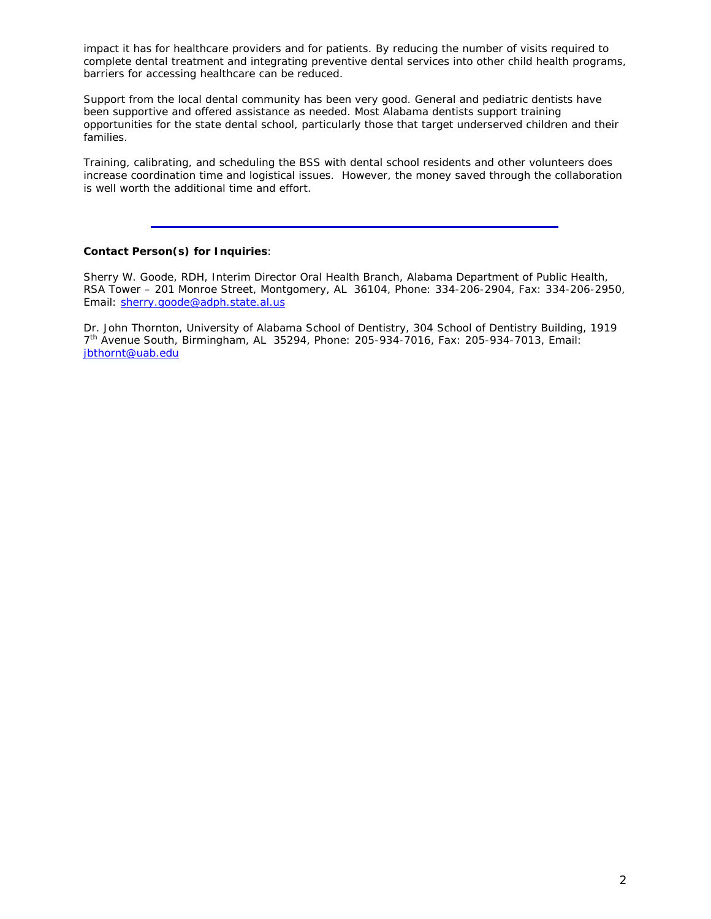impact it has for healthcare providers and for patients. By reducing the number of visits required to complete dental treatment and integrating preventive dental services into other child health programs, barriers for accessing healthcare can be reduced.

Support from the local dental community has been very good. General and pediatric dentists have been supportive and offered assistance as needed. Most Alabama dentists support training opportunities for the state dental school, particularly those that target underserved children and their families.

Training, calibrating, and scheduling the BSS with dental school residents and other volunteers does increase coordination time and logistical issues. However, the money saved through the collaboration is well worth the additional time and effort.

---

**Contact Person(s) for Inquiries**:

Sherry W. Goode, RDH, Interim Director Oral Health Branch, Alabama Department of Public Health, RSA Tower – 201 Monroe Street, Montgomery, AL 36104, Phone: 334-206-2904, Fax: 334-206-2950, Email: sherry.goode@adph.state.al.us

Dr. John Thornton, University of Alabama School of Dentistry, 304 School of Dentistry Building, 1919 7th Avenue South, Birmingham, AL 35294, Phone: 205-934-7016, Fax: 205-934-7013, Email: jbthornt@uab.edu